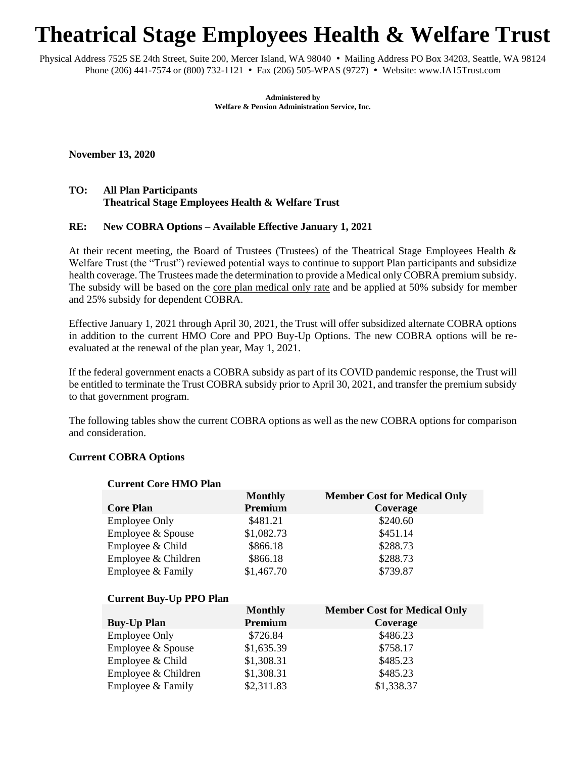# Theatrical Stage Employees Health & Welfare Trust

Physical Address 7525 SE 24th Street, Suite 200, Mercer Island, WA 98040 • Mailing Address PO Box 34203, Seattle, WA 98124
Phone (206) 441-7574 or (800) 732-1121 • Fax (206) 505-WPAS (9727) • Website: www.IA15Trust.com

**Administered by**
**Welfare & Pension Administration Service, Inc.**

**November 13, 2020**

**TO: All Plan Participants**
**Theatrical Stage Employees Health & Welfare Trust**

**RE: New COBRA Options – Available Effective January 1, 2021**

At their recent meeting, the Board of Trustees (Trustees) of the Theatrical Stage Employees Health & Welfare Trust (the "Trust") reviewed potential ways to continue to support Plan participants and subsidize health coverage. The Trustees made the determination to provide a Medical only COBRA premium subsidy. The subsidy will be based on the core plan medical only rate and be applied at 50% subsidy for member and 25% subsidy for dependent COBRA.

Effective January 1, 2021 through April 30, 2021, the Trust will offer subsidized alternate COBRA options in addition to the current HMO Core and PPO Buy-Up Options. The new COBRA options will be re-evaluated at the renewal of the plan year, May 1, 2021.

If the federal government enacts a COBRA subsidy as part of its COVID pandemic response, the Trust will be entitled to terminate the Trust COBRA subsidy prior to April 30, 2021, and transfer the premium subsidy to that government program.

The following tables show the current COBRA options as well as the new COBRA options for comparison and consideration.

**Current COBRA Options**

**Current Core HMO Plan**

| Core Plan | Monthly Premium | Member Cost for Medical Only Coverage |
|---|---|---|
| Employee Only | $481.21 | $240.60 |
| Employee & Spouse | $1,082.73 | $451.14 |
| Employee & Child | $866.18 | $288.73 |
| Employee & Children | $866.18 | $288.73 |
| Employee & Family | $1,467.70 | $739.87 |

**Current Buy-Up PPO Plan**

| Buy-Up Plan | Monthly Premium | Member Cost for Medical Only Coverage |
|---|---|---|
| Employee Only | $726.84 | $486.23 |
| Employee & Spouse | $1,635.39 | $758.17 |
| Employee & Child | $1,308.31 | $485.23 |
| Employee & Children | $1,308.31 | $485.23 |
| Employee & Family | $2,311.83 | $1,338.37 |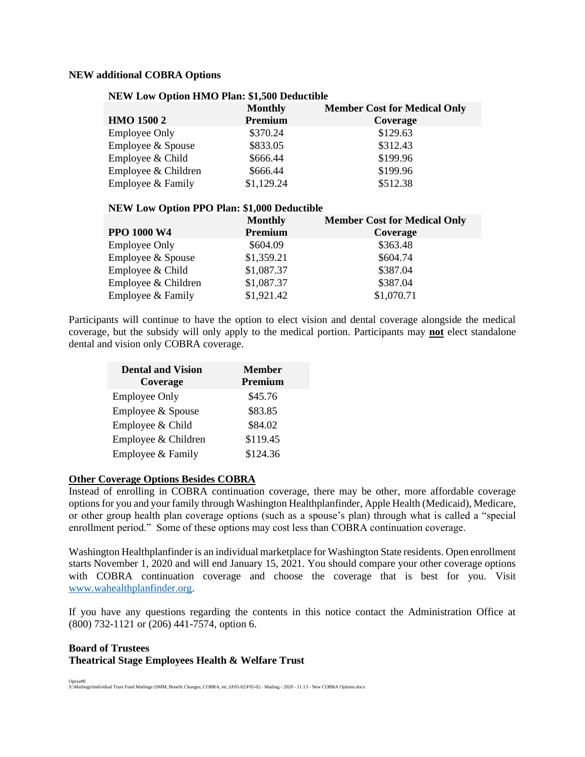**NEW additional COBRA Options**

**NEW Low Option HMO Plan: $1,500 Deductible**

| HMO 1500 2 | Monthly Premium | Member Cost for Medical Only Coverage |
|---|---|---|
| Employee Only | $370.24 | $129.63 |
| Employee & Spouse | $833.05 | $312.43 |
| Employee & Child | $666.44 | $199.96 |
| Employee & Children | $666.44 | $199.96 |
| Employee & Family | $1,129.24 | $512.38 |

**NEW Low Option PPO Plan: $1,000 Deductible**

| PPO 1000 W4 | Monthly Premium | Member Cost for Medical Only Coverage |
|---|---|---|
| Employee Only | $604.09 | $363.48 |
| Employee & Spouse | $1,359.21 | $604.74 |
| Employee & Child | $1,087.37 | $387.04 |
| Employee & Children | $1,087.37 | $387.04 |
| Employee & Family | $1,921.42 | $1,070.71 |

Participants will continue to have the option to elect vision and dental coverage alongside the medical coverage, but the subsidy will only apply to the medical portion. Participants may **not** elect standalone dental and vision only COBRA coverage.

| Dental and Vision Coverage | Member Premium |
|---|---|
| Employee Only | $45.76 |
| Employee & Spouse | $83.85 |
| Employee & Child | $84.02 |
| Employee & Children | $119.45 |
| Employee & Family | $124.36 |

**Other Coverage Options Besides COBRA**

Instead of enrolling in COBRA continuation coverage, there may be other, more affordable coverage options for you and your family through Washington Healthplanfinder, Apple Health (Medicaid), Medicare, or other group health plan coverage options (such as a spouse's plan) through what is called a "special enrollment period." Some of these options may cost less than COBRA continuation coverage.

Washington Healthplanfinder is an individual marketplace for Washington State residents. Open enrollment starts November 1, 2020 and will end January 15, 2021. You should compare your other coverage options with COBRA continuation coverage and choose the coverage that is best for you. Visit www.wahealthplanfinder.org.

If you have any questions regarding the contents in this notice contact the Administration Office at (800) 732-1121 or (206) 441-7574, option 6.

**Board of Trustees**
**Theatrical Stage Employees Health & Welfare Trust**

Opeiu#8
S:\Mailings\Individual Trust Fund Mailings (SMM, Benefit Changes, COBRA, etc.)\F05-02\F05-02 - Mailing - 2020 - 11.13 - New COBRA Options.docx